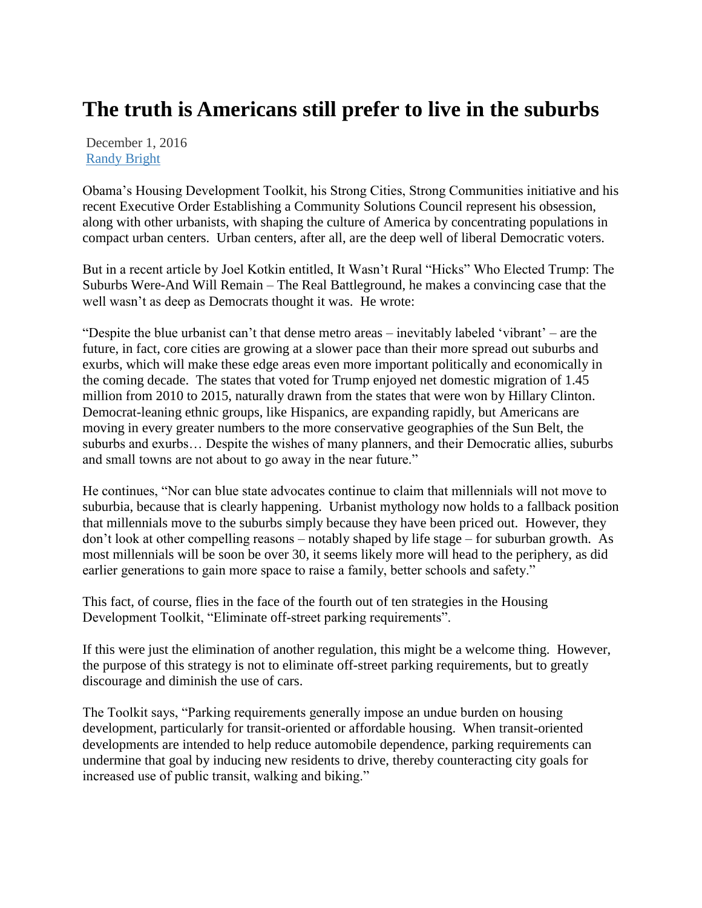# The truth is Americans still prefer to live in the suburbs

December 1, 2016
Randy Bright

Obama's Housing Development Toolkit, his Strong Cities, Strong Communities initiative and his recent Executive Order Establishing a Community Solutions Council represent his obsession, along with other urbanists, with shaping the culture of America by concentrating populations in compact urban centers. Urban centers, after all, are the deep well of liberal Democratic voters.

But in a recent article by Joel Kotkin entitled, It Wasn't Rural "Hicks" Who Elected Trump: The Suburbs Were-And Will Remain – The Real Battleground, he makes a convincing case that the well wasn't as deep as Democrats thought it was. He wrote:

"Despite the blue urbanist can't that dense metro areas – inevitably labeled 'vibrant' – are the future, in fact, core cities are growing at a slower pace than their more spread out suburbs and exurbs, which will make these edge areas even more important politically and economically in the coming decade. The states that voted for Trump enjoyed net domestic migration of 1.45 million from 2010 to 2015, naturally drawn from the states that were won by Hillary Clinton. Democrat-leaning ethnic groups, like Hispanics, are expanding rapidly, but Americans are moving in every greater numbers to the more conservative geographies of the Sun Belt, the suburbs and exurbs… Despite the wishes of many planners, and their Democratic allies, suburbs and small towns are not about to go away in the near future."

He continues, "Nor can blue state advocates continue to claim that millennials will not move to suburbia, because that is clearly happening. Urbanist mythology now holds to a fallback position that millennials move to the suburbs simply because they have been priced out. However, they don't look at other compelling reasons – notably shaped by life stage – for suburban growth. As most millennials will be soon be over 30, it seems likely more will head to the periphery, as did earlier generations to gain more space to raise a family, better schools and safety."

This fact, of course, flies in the face of the fourth out of ten strategies in the Housing Development Toolkit, "Eliminate off-street parking requirements".

If this were just the elimination of another regulation, this might be a welcome thing. However, the purpose of this strategy is not to eliminate off-street parking requirements, but to greatly discourage and diminish the use of cars.

The Toolkit says, "Parking requirements generally impose an undue burden on housing development, particularly for transit-oriented or affordable housing. When transit-oriented developments are intended to help reduce automobile dependence, parking requirements can undermine that goal by inducing new residents to drive, thereby counteracting city goals for increased use of public transit, walking and biking."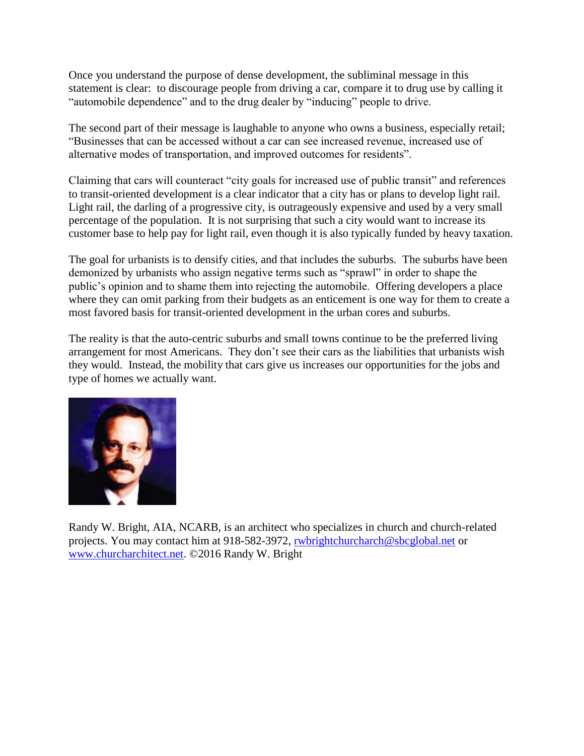Once you understand the purpose of dense development, the subliminal message in this statement is clear: to discourage people from driving a car, compare it to drug use by calling it "automobile dependence" and to the drug dealer by "inducing" people to drive.

The second part of their message is laughable to anyone who owns a business, especially retail; "Businesses that can be accessed without a car can see increased revenue, increased use of alternative modes of transportation, and improved outcomes for residents".

Claiming that cars will counteract "city goals for increased use of public transit" and references to transit-oriented development is a clear indicator that a city has or plans to develop light rail. Light rail, the darling of a progressive city, is outrageously expensive and used by a very small percentage of the population. It is not surprising that such a city would want to increase its customer base to help pay for light rail, even though it is also typically funded by heavy taxation.

The goal for urbanists is to densify cities, and that includes the suburbs. The suburbs have been demonized by urbanists who assign negative terms such as "sprawl" in order to shape the public's opinion and to shame them into rejecting the automobile. Offering developers a place where they can omit parking from their budgets as an enticement is one way for them to create a most favored basis for transit-oriented development in the urban cores and suburbs.

The reality is that the auto-centric suburbs and small towns continue to be the preferred living arrangement for most Americans. They don't see their cars as the liabilities that urbanists wish they would. Instead, the mobility that cars give us increases our opportunities for the jobs and type of homes we actually want.

Randy W. Bright, AIA, NCARB, is an architect who specializes in church and church-related projects. You may contact him at 918-582-3972, [rwbrightchurcharch@sbcglobal.net](mailto:rwbrightchurcharch@sbcglobal.net) or [www.churcharchitect.net](http://www.churcharchitect.net). ©2016 Randy W. Bright